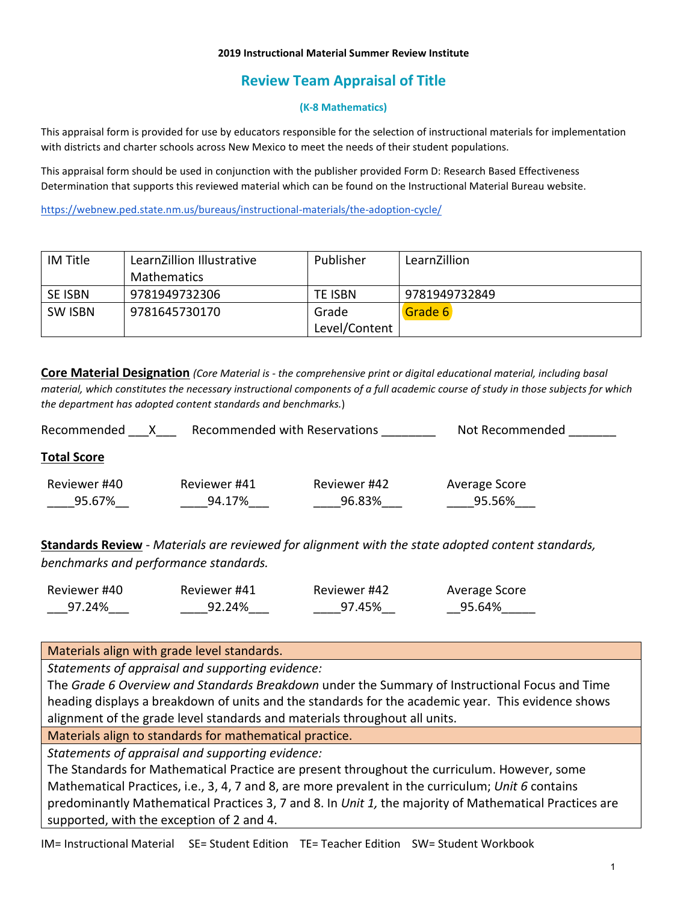**2019 Instructional Material Summer Review Institute**

# Review Team Appraisal of Title

### (K-8 Mathematics)

This appraisal form is provided for use by educators responsible for the selection of instructional materials for implementation with districts and charter schools across New Mexico to meet the needs of their student populations.

This appraisal form should be used in conjunction with the publisher provided Form D: Research Based Effectiveness Determination that supports this reviewed material which can be found on the Instructional Material Bureau website.

https://webnew.ped.state.nm.us/bureaus/instructional-materials/the-adoption-cycle/

| IM Title | LearnZillion Illustrative Mathematics | Publisher | LearnZillion |
|---|---|---|---|
| SE ISBN | 9781949732306 | TE ISBN | 9781949732849 |
| SW ISBN | 9781645730170 | Grade Level/Content | Grade 6 |

**Core Material Designation** *(Core Material is - the comprehensive print or digital educational material, including basal material, which constitutes the necessary instructional components of a full academic course of study in those subjects for which the department has adopted content standards and benchmarks.*)

Recommended \_\_\_X\_\_\_ Recommended with Reservations \_\_\_\_\_\_\_\_ Not Recommended \_\_\_\_\_\_\_

**Total Score**

| Reviewer #40 | Reviewer #41 | Reviewer #42 | Average Score |
|---|---|---|---|
| 95.67% | 94.17% | 96.83% | 95.56% |

**Standards Review** - *Materials are reviewed for alignment with the state adopted content standards, benchmarks and performance standards.*

| Reviewer #40 | Reviewer #41 | Reviewer #42 | Average Score |
|---|---|---|---|
| 97.24% | 92.24% | 97.45% | 95.64% |

| Materials align with grade level standards. |
|---|
| *Statements of appraisal and supporting evidence:* The *Grade 6 Overview and Standards Breakdown* under the Summary of Instructional Focus and Time heading displays a breakdown of units and the standards for the academic year. This evidence shows alignment of the grade level standards and materials throughout all units. |
| **Materials align to standards for mathematical practice.** |
| *Statements of appraisal and supporting evidence:* The Standards for Mathematical Practice are present throughout the curriculum. However, some Mathematical Practices, i.e., 3, 4, 7 and 8, are more prevalent in the curriculum; *Unit 6* contains predominantly Mathematical Practices 3, 7 and 8. In *Unit 1,* the majority of Mathematical Practices are supported, with the exception of 2 and 4. |

IM= Instructional Material SE= Student Edition TE= Teacher Edition SW= Student Workbook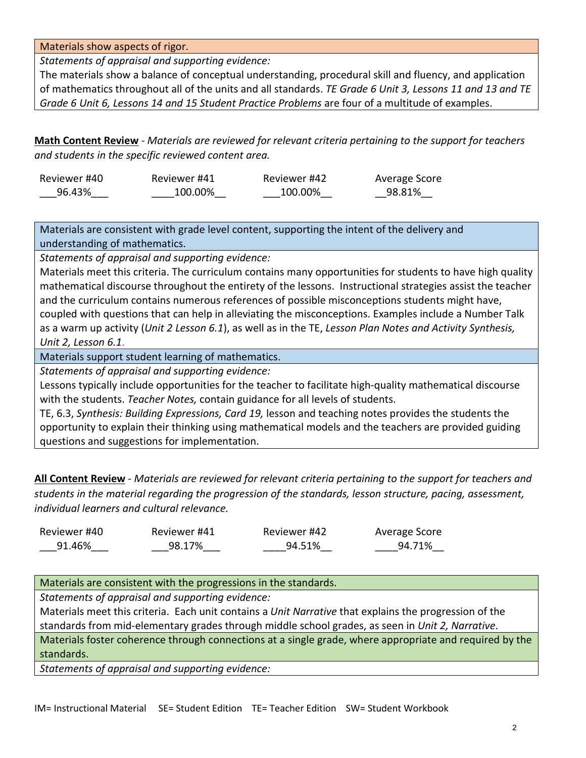| Materials show aspects of rigor. |
|---|
| *Statements of appraisal and supporting evidence:* |
| The materials show a balance of conceptual understanding, procedural skill and fluency, and application of mathematics throughout all of the units and all standards. *TE Grade 6 Unit 3, Lessons 11 and 13 and TE Grade 6 Unit 6, Lessons 14 and 15 Student Practice Problems* are four of a multitude of examples. |

**<u>Math Content Review</u>** - *Materials are reviewed for relevant criteria pertaining to the support for teachers and students in the specific reviewed content area.*

| Reviewer #40 | Reviewer #41 | Reviewer #42 | Average Score |
|---|---|---|---|
| 96.43% | 100.00% | 100.00% | 98.81% |

| Materials are consistent with grade level content, supporting the intent of the delivery and understanding of mathematics. |
|---|
| *Statements of appraisal and supporting evidence:* |
| Materials meet this criteria. The curriculum contains many opportunities for students to have high quality mathematical discourse throughout the entirety of the lessons. Instructional strategies assist the teacher and the curriculum contains numerous references of possible misconceptions students might have, coupled with questions that can help in alleviating the misconceptions. Examples include a Number Talk as a warm up activity (*Unit 2 Lesson 6.1*), as well as in the TE, *Lesson Plan Notes and Activity Synthesis, Unit 2, Lesson 6.1*. |
| Materials support student learning of mathematics. |
| *Statements of appraisal and supporting evidence:* |
| Lessons typically include opportunities for the teacher to facilitate high-quality mathematical discourse with the students. *Teacher Notes,* contain guidance for all levels of students. TE, 6.3, *Synthesis: Building Expressions, Card 19,* lesson and teaching notes provides the students the opportunity to explain their thinking using mathematical models and the teachers are provided guiding questions and suggestions for implementation. |

**<u>All Content Review</u>** - *Materials are reviewed for relevant criteria pertaining to the support for teachers and students in the material regarding the progression of the standards, lesson structure, pacing, assessment, individual learners and cultural relevance.*

| Reviewer #40 | Reviewer #41 | Reviewer #42 | Average Score |
|---|---|---|---|
| 91.46% | 98.17% | 94.51% | 94.71% |

| Materials are consistent with the progressions in the standards. |
|---|
| *Statements of appraisal and supporting evidence:* |
| Materials meet this criteria. Each unit contains a *Unit Narrative* that explains the progression of the standards from mid-elementary grades through middle school grades, as seen in *Unit 2, Narrative*. |
| Materials foster coherence through connections at a single grade, where appropriate and required by the standards. |
| *Statements of appraisal and supporting evidence:* |

IM= Instructional Material SE= Student Edition TE= Teacher Edition SW= Student Workbook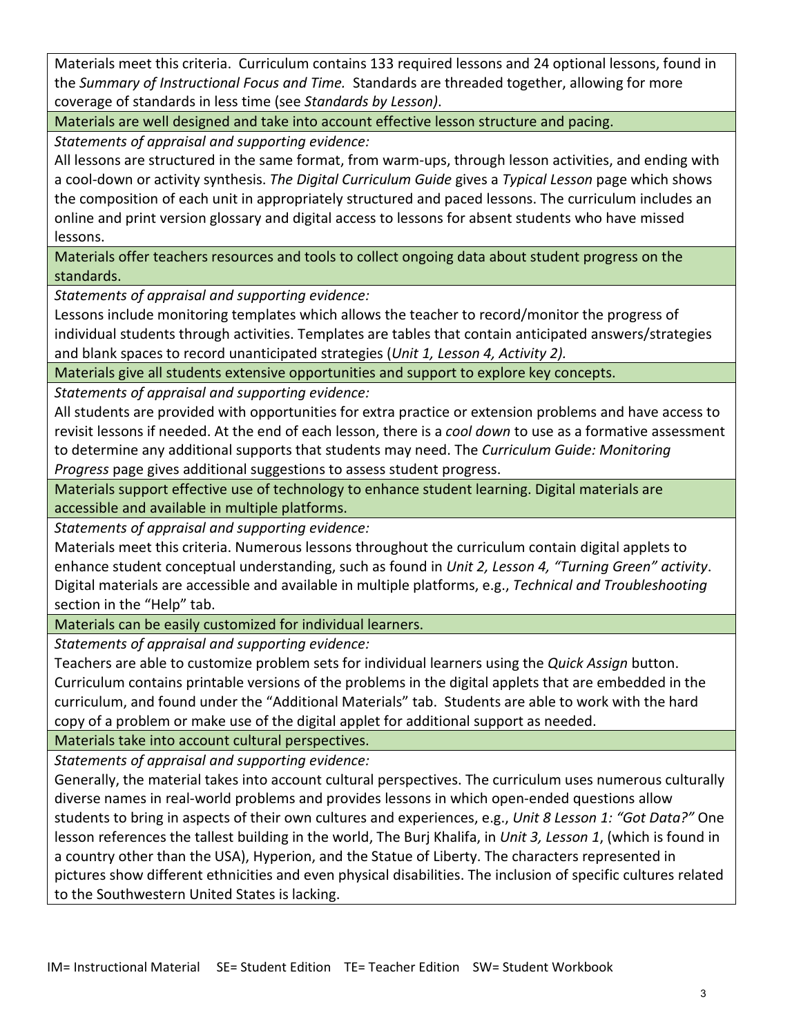Materials meet this criteria. Curriculum contains 133 required lessons and 24 optional lessons, found in the *Summary of Instructional Focus and Time.* Standards are threaded together, allowing for more coverage of standards in less time (see *Standards by Lesson)*.

**Materials are well designed and take into account effective lesson structure and pacing.**

*Statements of appraisal and supporting evidence:*

All lessons are structured in the same format, from warm-ups, through lesson activities, and ending with a cool-down or activity synthesis. *The Digital Curriculum Guide* gives a *Typical Lesson* page which shows the composition of each unit in appropriately structured and paced lessons. The curriculum includes an online and print version glossary and digital access to lessons for absent students who have missed lessons.

**Materials offer teachers resources and tools to collect ongoing data about student progress on the standards.**

*Statements of appraisal and supporting evidence:*

Lessons include monitoring templates which allows the teacher to record/monitor the progress of individual students through activities. Templates are tables that contain anticipated answers/strategies and blank spaces to record unanticipated strategies (*Unit 1, Lesson 4, Activity 2).*

**Materials give all students extensive opportunities and support to explore key concepts.**

*Statements of appraisal and supporting evidence:*

All students are provided with opportunities for extra practice or extension problems and have access to revisit lessons if needed. At the end of each lesson, there is a *cool down* to use as a formative assessment to determine any additional supports that students may need. The *Curriculum Guide: Monitoring Progress* page gives additional suggestions to assess student progress.

**Materials support effective use of technology to enhance student learning. Digital materials are accessible and available in multiple platforms.**

*Statements of appraisal and supporting evidence:*

Materials meet this criteria. Numerous lessons throughout the curriculum contain digital applets to enhance student conceptual understanding, such as found in *Unit 2, Lesson 4, "Turning Green" activity*. Digital materials are accessible and available in multiple platforms, e.g., *Technical and Troubleshooting* section in the "Help" tab.

**Materials can be easily customized for individual learners.**

*Statements of appraisal and supporting evidence:*

Teachers are able to customize problem sets for individual learners using the *Quick Assign* button. Curriculum contains printable versions of the problems in the digital applets that are embedded in the curriculum, and found under the "Additional Materials" tab. Students are able to work with the hard copy of a problem or make use of the digital applet for additional support as needed.

**Materials take into account cultural perspectives.**

*Statements of appraisal and supporting evidence:*

Generally, the material takes into account cultural perspectives. The curriculum uses numerous culturally diverse names in real-world problems and provides lessons in which open-ended questions allow students to bring in aspects of their own cultures and experiences, e.g., *Unit 8 Lesson 1: "Got Data?"* One lesson references the tallest building in the world, The Burj Khalifa, in *Unit 3, Lesson 1*, (which is found in a country other than the USA), Hyperion, and the Statue of Liberty. The characters represented in pictures show different ethnicities and even physical disabilities. The inclusion of specific cultures related to the Southwestern United States is lacking.

IM= Instructional Material SE= Student Edition TE= Teacher Edition SW= Student Workbook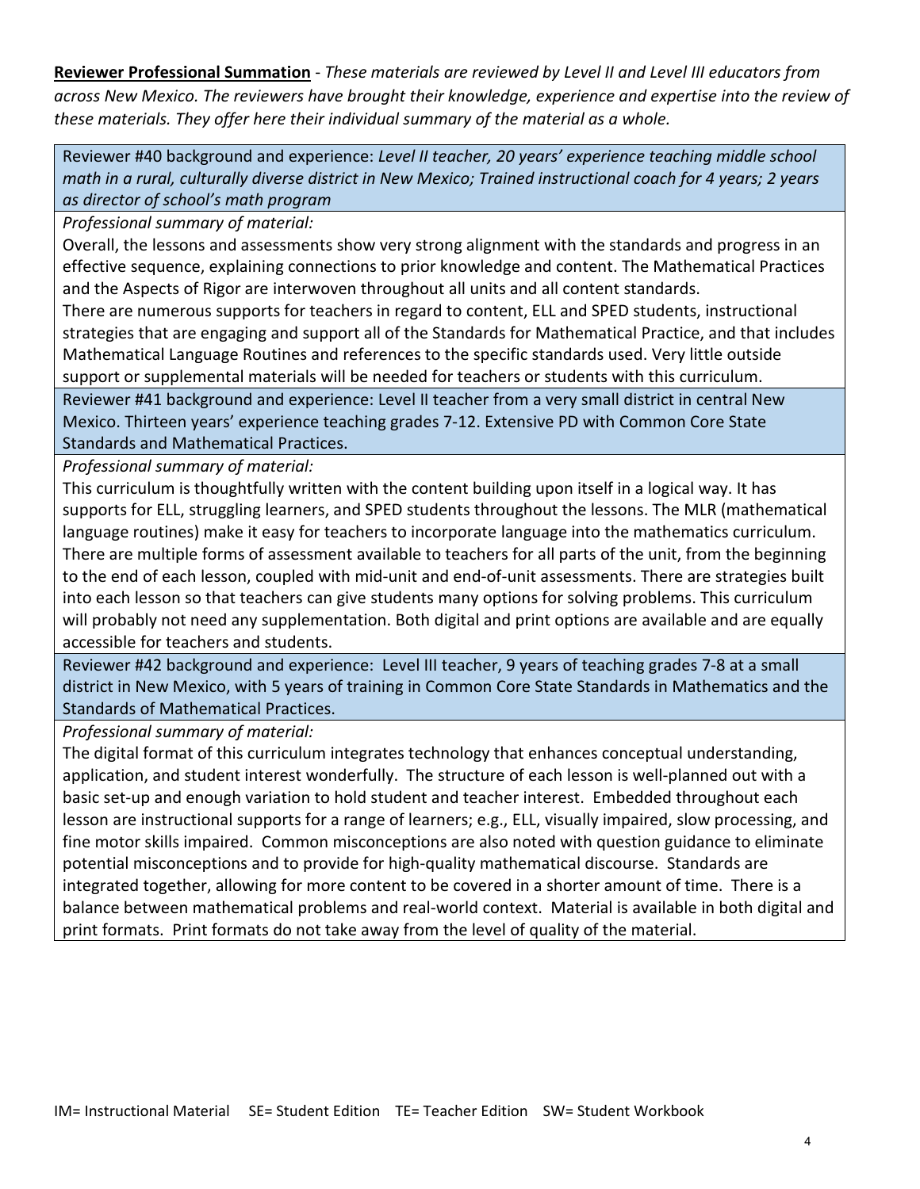**Reviewer Professional Summation** - *These materials are reviewed by Level II and Level III educators from across New Mexico. The reviewers have brought their knowledge, experience and expertise into the review of these materials. They offer here their individual summary of the material as a whole.*

| Reviewer #40 background and experience: *Level II teacher, 20 years' experience teaching middle school math in a rural, culturally diverse district in New Mexico; Trained instructional coach for 4 years; 2 years as director of school's math program* |
|---|
| *Professional summary of material:*<br>Overall, the lessons and assessments show very strong alignment with the standards and progress in an effective sequence, explaining connections to prior knowledge and content. The Mathematical Practices and the Aspects of Rigor are interwoven throughout all units and all content standards.<br>There are numerous supports for teachers in regard to content, ELL and SPED students, instructional strategies that are engaging and support all of the Standards for Mathematical Practice, and that includes Mathematical Language Routines and references to the specific standards used. Very little outside support or supplemental materials will be needed for teachers or students with this curriculum. |
| Reviewer #41 background and experience: Level II teacher from a very small district in central New Mexico. Thirteen years' experience teaching grades 7-12. Extensive PD with Common Core State Standards and Mathematical Practices. |
| *Professional summary of material:*<br>This curriculum is thoughtfully written with the content building upon itself in a logical way. It has supports for ELL, struggling learners, and SPED students throughout the lessons. The MLR (mathematical language routines) make it easy for teachers to incorporate language into the mathematics curriculum. There are multiple forms of assessment available to teachers for all parts of the unit, from the beginning to the end of each lesson, coupled with mid-unit and end-of-unit assessments. There are strategies built into each lesson so that teachers can give students many options for solving problems. This curriculum will probably not need any supplementation. Both digital and print options are available and are equally accessible for teachers and students. |
| Reviewer #42 background and experience: Level III teacher, 9 years of teaching grades 7-8 at a small district in New Mexico, with 5 years of training in Common Core State Standards in Mathematics and the Standards of Mathematical Practices. |
| *Professional summary of material:*<br>The digital format of this curriculum integrates technology that enhances conceptual understanding, application, and student interest wonderfully. The structure of each lesson is well-planned out with a basic set-up and enough variation to hold student and teacher interest. Embedded throughout each lesson are instructional supports for a range of learners; e.g., ELL, visually impaired, slow processing, and fine motor skills impaired. Common misconceptions are also noted with question guidance to eliminate potential misconceptions and to provide for high-quality mathematical discourse. Standards are integrated together, allowing for more content to be covered in a shorter amount of time. There is a balance between mathematical problems and real-world context. Material is available in both digital and print formats. Print formats do not take away from the level of quality of the material. |

IM= Instructional Material SE= Student Edition TE= Teacher Edition SW= Student Workbook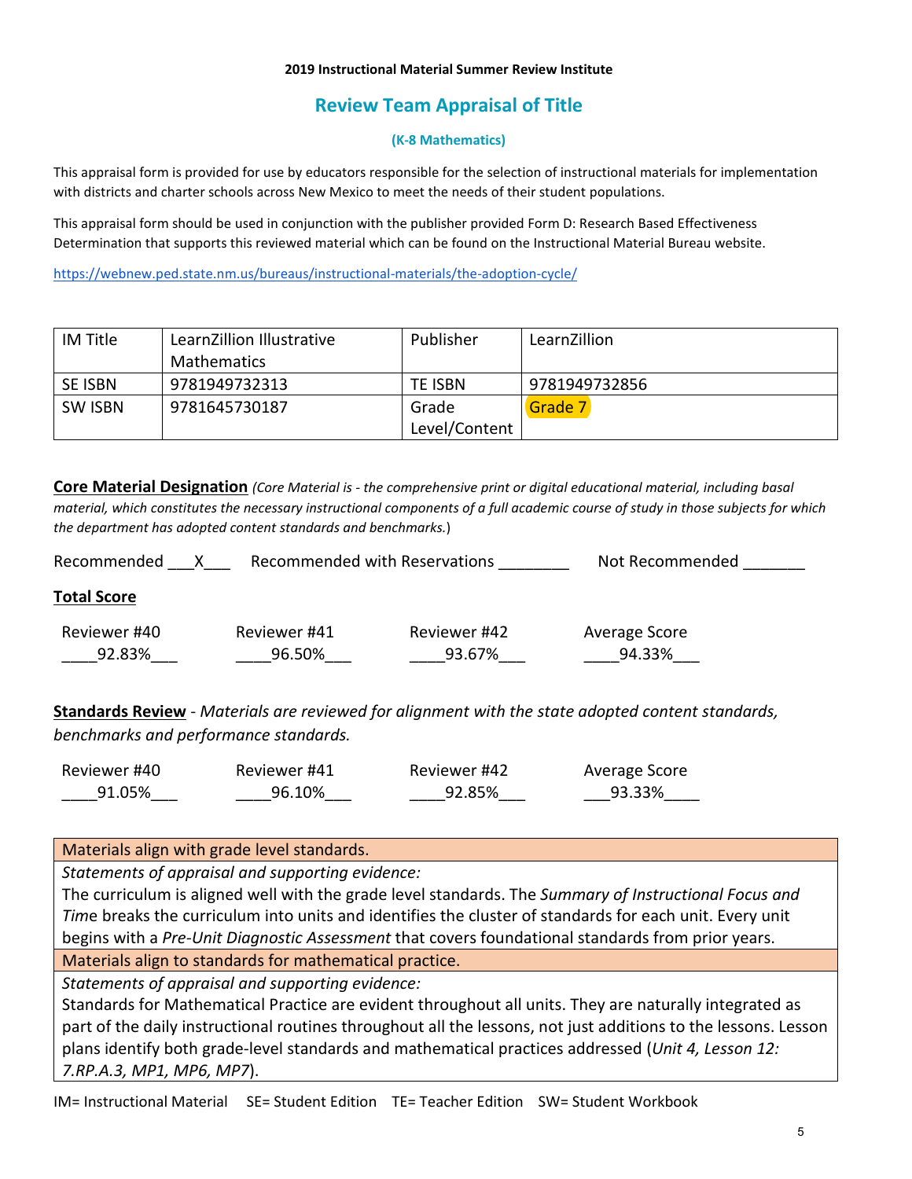**2019 Instructional Material Summer Review Institute**

## Review Team Appraisal of Title

### (K-8 Mathematics)

This appraisal form is provided for use by educators responsible for the selection of instructional materials for implementation with districts and charter schools across New Mexico to meet the needs of their student populations.

This appraisal form should be used in conjunction with the publisher provided Form D: Research Based Effectiveness Determination that supports this reviewed material which can be found on the Instructional Material Bureau website.

https://webnew.ped.state.nm.us/bureaus/instructional-materials/the-adoption-cycle/

| IM Title | LearnZillion Illustrative Mathematics | Publisher | LearnZillion |
|---|---|---|---|
| SE ISBN | 9781949732313 | TE ISBN | 9781949732856 |
| SW ISBN | 9781645730187 | Grade Level/Content | Grade 7 |

**Core Material Designation** *(Core Material is - the comprehensive print or digital educational material, including basal material, which constitutes the necessary instructional components of a full academic course of study in those subjects for which the department has adopted content standards and benchmarks.*)

Recommended \_\_\_X\_\_\_ Recommended with Reservations \_\_\_\_\_\_\_\_ Not Recommended \_\_\_\_\_\_\_

**Total Score**

| Reviewer #40 | Reviewer #41 | Reviewer #42 | Average Score |
|---|---|---|---|
| 92.83% | 96.50% | 93.67% | 94.33% |

**Standards Review** - *Materials are reviewed for alignment with the state adopted content standards, benchmarks and performance standards.*

| Reviewer #40 | Reviewer #41 | Reviewer #42 | Average Score |
|---|---|---|---|
| 91.05% | 96.10% | 92.85% | 93.33% |

| Materials align with grade level standards. |
|---|
| *Statements of appraisal and supporting evidence:* The curriculum is aligned well with the grade level standards. The *Summary of Instructional Focus and Time* breaks the curriculum into units and identifies the cluster of standards for each unit. Every unit begins with a *Pre-Unit Diagnostic Assessment* that covers foundational standards from prior years. |
| Materials align to standards for mathematical practice. |
| *Statements of appraisal and supporting evidence:* Standards for Mathematical Practice are evident throughout all units. They are naturally integrated as part of the daily instructional routines throughout all the lessons, not just additions to the lessons. Lesson plans identify both grade-level standards and mathematical practices addressed (*Unit 4, Lesson 12: 7.RP.A.3, MP1, MP6, MP7*). |

IM= Instructional Material SE= Student Edition TE= Teacher Edition SW= Student Workbook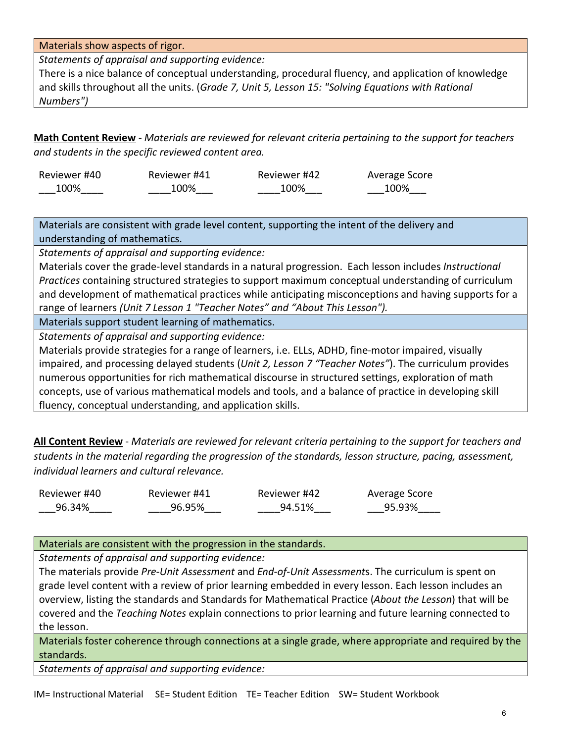| Materials show aspects of rigor. |
|---|
| *Statements of appraisal and supporting evidence:* |
| There is a nice balance of conceptual understanding, procedural fluency, and application of knowledge and skills throughout all the units. (*Grade 7, Unit 5, Lesson 15: "Solving Equations with Rational Numbers")* |

**<u>Math Content Review</u>** - *Materials are reviewed for relevant criteria pertaining to the support for teachers and students in the specific reviewed content area.*

| Reviewer #40 | Reviewer #41 | Reviewer #42 | Average Score |
|---|---|---|---|
| 100% | 100% | 100% | 100% |

| Materials are consistent with grade level content, supporting the intent of the delivery and understanding of mathematics. |
|---|
| *Statements of appraisal and supporting evidence:* |
| Materials cover the grade-level standards in a natural progression. Each lesson includes *Instructional Practices* containing structured strategies to support maximum conceptual understanding of curriculum and development of mathematical practices while anticipating misconceptions and having supports for a range of learners *(Unit 7 Lesson 1 "Teacher Notes" and "About This Lesson").* |
| Materials support student learning of mathematics. |
| *Statements of appraisal and supporting evidence:* |
| Materials provide strategies for a range of learners, i.e. ELLs, ADHD, fine-motor impaired, visually impaired, and processing delayed students (*Unit 2, Lesson 7 "Teacher Notes"*). The curriculum provides numerous opportunities for rich mathematical discourse in structured settings, exploration of math concepts, use of various mathematical models and tools, and a balance of practice in developing skill fluency, conceptual understanding, and application skills. |

**<u>All Content Review</u>** - *Materials are reviewed for relevant criteria pertaining to the support for teachers and students in the material regarding the progression of the standards, lesson structure, pacing, assessment, individual learners and cultural relevance.*

| Reviewer #40 | Reviewer #41 | Reviewer #42 | Average Score |
|---|---|---|---|
| 96.34% | 96.95% | 94.51% | 95.93% |

| Materials are consistent with the progression in the standards. |
|---|
| *Statements of appraisal and supporting evidence:* |
| The materials provide *Pre-Unit Assessment* and *End-of-Unit Assessment*s. The curriculum is spent on grade level content with a review of prior learning embedded in every lesson. Each lesson includes an overview, listing the standards and Standards for Mathematical Practice (*About the Lesson*) that will be covered and the *Teaching Notes* explain connections to prior learning and future learning connected to the lesson. |
| Materials foster coherence through connections at a single grade, where appropriate and required by the standards. |
| *Statements of appraisal and supporting evidence:* |

IM= Instructional Material SE= Student Edition TE= Teacher Edition SW= Student Workbook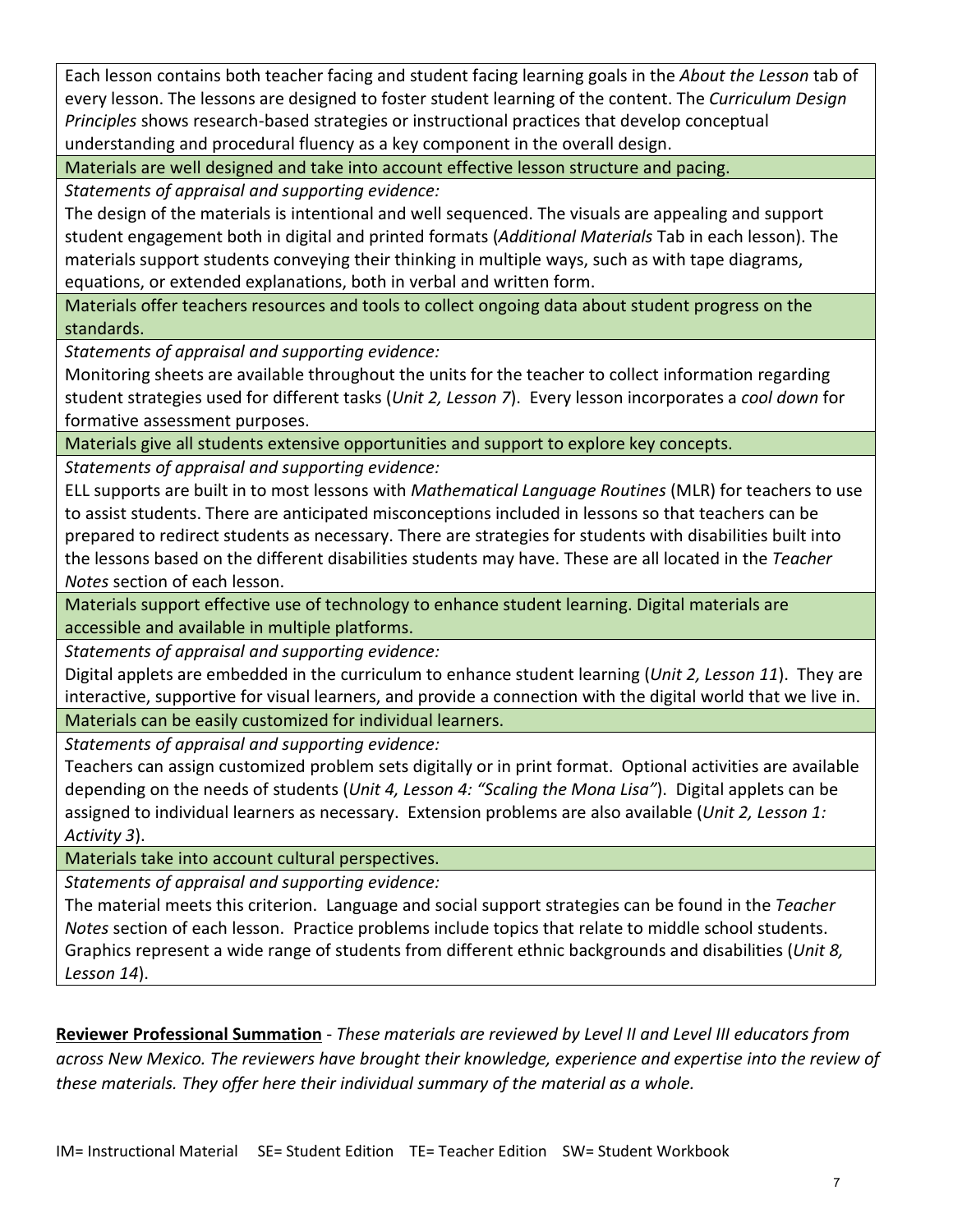Each lesson contains both teacher facing and student facing learning goals in the *About the Lesson* tab of every lesson. The lessons are designed to foster student learning of the content. The *Curriculum Design Principles* shows research-based strategies or instructional practices that develop conceptual understanding and procedural fluency as a key component in the overall design.

**Materials are well designed and take into account effective lesson structure and pacing.**

*Statements of appraisal and supporting evidence:*

The design of the materials is intentional and well sequenced. The visuals are appealing and support student engagement both in digital and printed formats (*Additional Materials* Tab in each lesson). The materials support students conveying their thinking in multiple ways, such as with tape diagrams, equations, or extended explanations, both in verbal and written form.

**Materials offer teachers resources and tools to collect ongoing data about student progress on the standards.**

*Statements of appraisal and supporting evidence:*

Monitoring sheets are available throughout the units for the teacher to collect information regarding student strategies used for different tasks (*Unit 2, Lesson 7*). Every lesson incorporates a *cool down* for formative assessment purposes.

**Materials give all students extensive opportunities and support to explore key concepts.**

*Statements of appraisal and supporting evidence:*

ELL supports are built in to most lessons with *Mathematical Language Routines* (MLR) for teachers to use to assist students. There are anticipated misconceptions included in lessons so that teachers can be prepared to redirect students as necessary. There are strategies for students with disabilities built into the lessons based on the different disabilities students may have. These are all located in the *Teacher Notes* section of each lesson.

**Materials support effective use of technology to enhance student learning. Digital materials are accessible and available in multiple platforms.**

*Statements of appraisal and supporting evidence:*

Digital applets are embedded in the curriculum to enhance student learning (*Unit 2, Lesson 11*). They are interactive, supportive for visual learners, and provide a connection with the digital world that we live in.

**Materials can be easily customized for individual learners.**

*Statements of appraisal and supporting evidence:*

Teachers can assign customized problem sets digitally or in print format. Optional activities are available depending on the needs of students (*Unit 4, Lesson 4: "Scaling the Mona Lisa"*). Digital applets can be assigned to individual learners as necessary. Extension problems are also available (*Unit 2, Lesson 1: Activity 3*).

**Materials take into account cultural perspectives.**

*Statements of appraisal and supporting evidence:*

The material meets this criterion. Language and social support strategies can be found in the *Teacher Notes* section of each lesson. Practice problems include topics that relate to middle school students. Graphics represent a wide range of students from different ethnic backgrounds and disabilities (*Unit 8, Lesson 14*).

**Reviewer Professional Summation** - *These materials are reviewed by Level II and Level III educators from across New Mexico. The reviewers have brought their knowledge, experience and expertise into the review of these materials. They offer here their individual summary of the material as a whole.*

IM= Instructional Material SE= Student Edition TE= Teacher Edition SW= Student Workbook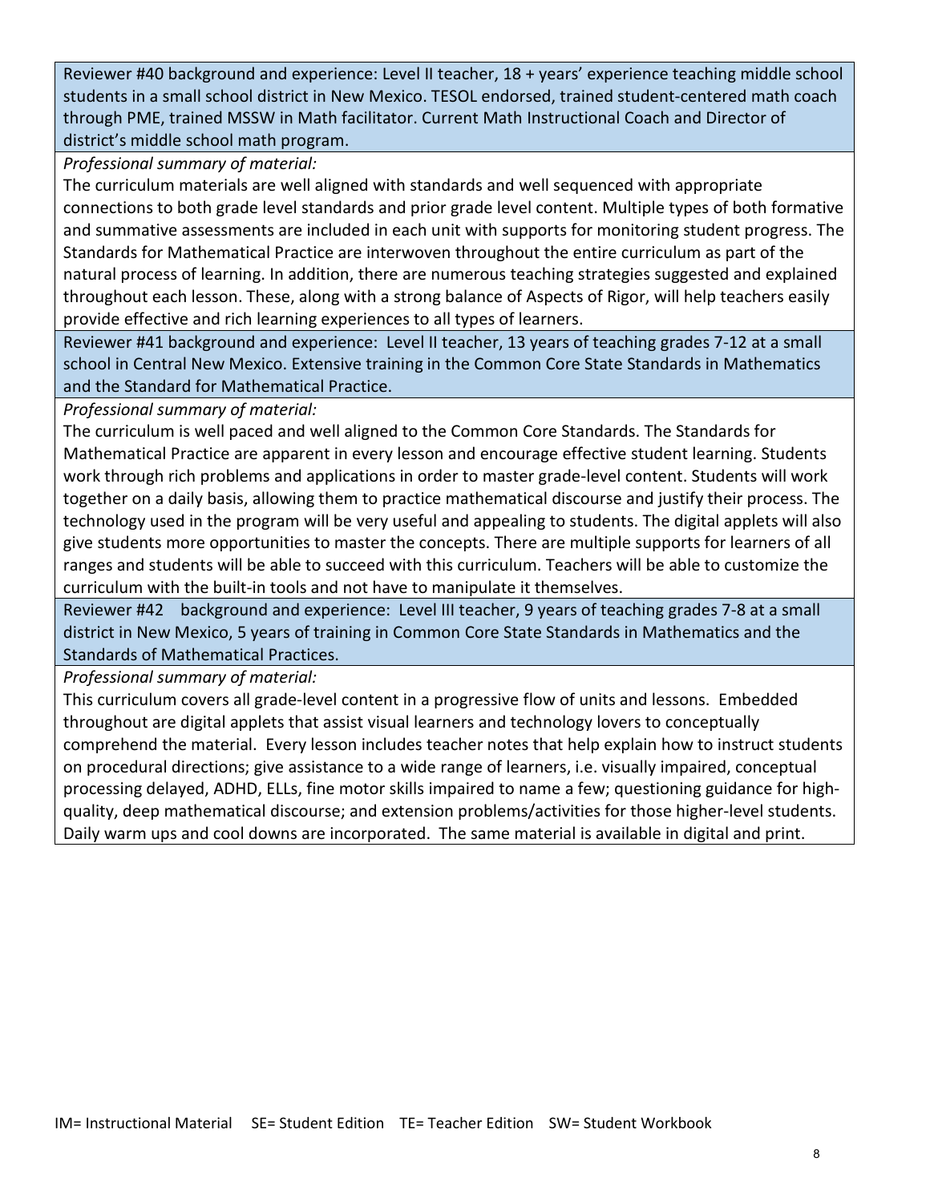Reviewer #40 background and experience: Level II teacher, 18 + years' experience teaching middle school students in a small school district in New Mexico. TESOL endorsed, trained student-centered math coach through PME, trained MSSW in Math facilitator. Current Math Instructional Coach and Director of district's middle school math program.

*Professional summary of material:*

The curriculum materials are well aligned with standards and well sequenced with appropriate connections to both grade level standards and prior grade level content. Multiple types of both formative and summative assessments are included in each unit with supports for monitoring student progress. The Standards for Mathematical Practice are interwoven throughout the entire curriculum as part of the natural process of learning. In addition, there are numerous teaching strategies suggested and explained throughout each lesson. These, along with a strong balance of Aspects of Rigor, will help teachers easily provide effective and rich learning experiences to all types of learners.

Reviewer #41 background and experience: Level II teacher, 13 years of teaching grades 7-12 at a small school in Central New Mexico. Extensive training in the Common Core State Standards in Mathematics and the Standard for Mathematical Practice.

*Professional summary of material:*

The curriculum is well paced and well aligned to the Common Core Standards. The Standards for Mathematical Practice are apparent in every lesson and encourage effective student learning. Students work through rich problems and applications in order to master grade-level content. Students will work together on a daily basis, allowing them to practice mathematical discourse and justify their process. The technology used in the program will be very useful and appealing to students. The digital applets will also give students more opportunities to master the concepts. There are multiple supports for learners of all ranges and students will be able to succeed with this curriculum. Teachers will be able to customize the curriculum with the built-in tools and not have to manipulate it themselves.

Reviewer #42 background and experience: Level III teacher, 9 years of teaching grades 7-8 at a small district in New Mexico, 5 years of training in Common Core State Standards in Mathematics and the Standards of Mathematical Practices.

*Professional summary of material:*

This curriculum covers all grade-level content in a progressive flow of units and lessons. Embedded throughout are digital applets that assist visual learners and technology lovers to conceptually comprehend the material. Every lesson includes teacher notes that help explain how to instruct students on procedural directions; give assistance to a wide range of learners, i.e. visually impaired, conceptual processing delayed, ADHD, ELLs, fine motor skills impaired to name a few; questioning guidance for high-quality, deep mathematical discourse; and extension problems/activities for those higher-level students. Daily warm ups and cool downs are incorporated. The same material is available in digital and print.

IM= Instructional Material SE= Student Edition TE= Teacher Edition SW= Student Workbook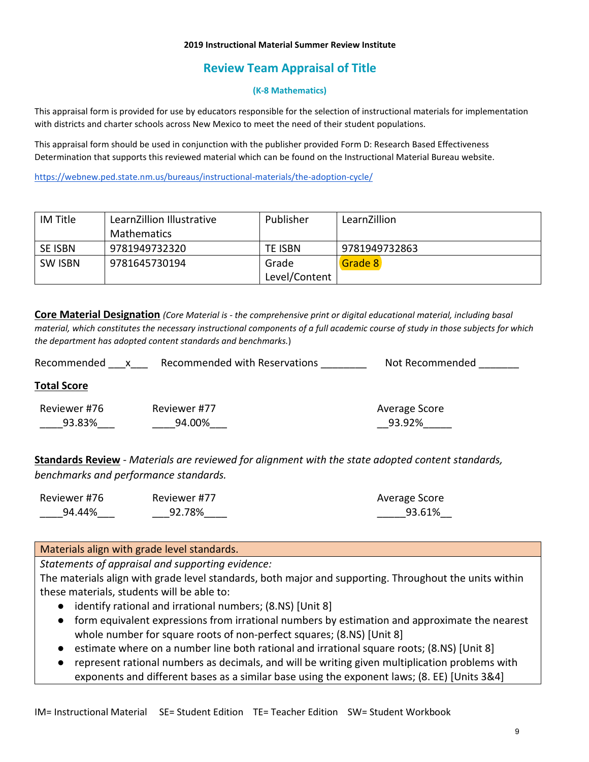**2019 Instructional Material Summer Review Institute**

# Review Team Appraisal of Title

### (K-8 Mathematics)

This appraisal form is provided for use by educators responsible for the selection of instructional materials for implementation with districts and charter schools across New Mexico to meet the need of their student populations.

This appraisal form should be used in conjunction with the publisher provided Form D: Research Based Effectiveness Determination that supports this reviewed material which can be found on the Instructional Material Bureau website.

https://webnew.ped.state.nm.us/bureaus/instructional-materials/the-adoption-cycle/

| IM Title | LearnZillion Illustrative Mathematics | Publisher | LearnZillion |
|---|---|---|---|
| SE ISBN | 9781949732320 | TE ISBN | 9781949732863 |
| SW ISBN | 9781645730194 | Grade Level/Content | Grade 8 |

**Core Material Designation** *(Core Material is - the comprehensive print or digital educational material, including basal material, which constitutes the necessary instructional components of a full academic course of study in those subjects for which the department has adopted content standards and benchmarks.*)

Recommended \_\_\_x\_\_\_ Recommended with Reservations \_\_\_\_\_\_\_\_ Not Recommended \_\_\_\_\_\_\_

**Total Score**

| Reviewer #76 | Reviewer #77 | Average Score |
|---|---|---|
| 93.83% | 94.00% | 93.92% |

**Standards Review** - *Materials are reviewed for alignment with the state adopted content standards, benchmarks and performance standards.*

| Reviewer #76 | Reviewer #77 | Average Score |
|---|---|---|
| 94.44% | 92.78% | 93.61% |

| Materials align with grade level standards. |
|---|
| *Statements of appraisal and supporting evidence:*<br>The materials align with grade level standards, both major and supporting. Throughout the units within these materials, students will be able to:<br>● identify rational and irrational numbers; (8.NS) [Unit 8]<br>● form equivalent expressions from irrational numbers by estimation and approximate the nearest whole number for square roots of non-perfect squares; (8.NS) [Unit 8]<br>● estimate where on a number line both rational and irrational square roots; (8.NS) [Unit 8]<br>● represent rational numbers as decimals, and will be writing given multiplication problems with exponents and different bases as a similar base using the exponent laws; (8. EE) [Units 3&4] |

IM= Instructional Material SE= Student Edition TE= Teacher Edition SW= Student Workbook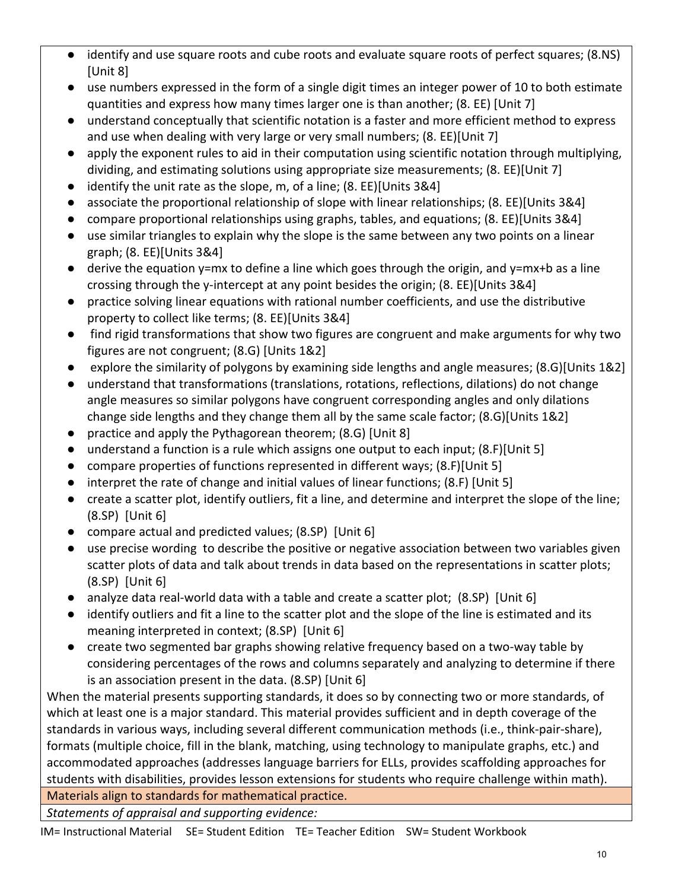- identify and use square roots and cube roots and evaluate square roots of perfect squares; (8.NS) [Unit 8]
- use numbers expressed in the form of a single digit times an integer power of 10 to both estimate quantities and express how many times larger one is than another; (8. EE) [Unit 7]
- understand conceptually that scientific notation is a faster and more efficient method to express and use when dealing with very large or very small numbers; (8. EE)[Unit 7]
- apply the exponent rules to aid in their computation using scientific notation through multiplying, dividing, and estimating solutions using appropriate size measurements; (8. EE)[Unit 7]
- identify the unit rate as the slope, m, of a line; (8. EE)[Units 3&4]
- associate the proportional relationship of slope with linear relationships; (8. EE)[Units 3&4]
- compare proportional relationships using graphs, tables, and equations; (8. EE)[Units 3&4]
- use similar triangles to explain why the slope is the same between any two points on a linear graph; (8. EE)[Units 3&4]
- derive the equation y=mx to define a line which goes through the origin, and y=mx+b as a line crossing through the y-intercept at any point besides the origin; (8. EE)[Units 3&4]
- practice solving linear equations with rational number coefficients, and use the distributive property to collect like terms; (8. EE)[Units 3&4]
- find rigid transformations that show two figures are congruent and make arguments for why two figures are not congruent; (8.G) [Units 1&2]
- explore the similarity of polygons by examining side lengths and angle measures; (8.G)[Units 1&2]
- understand that transformations (translations, rotations, reflections, dilations) do not change angle measures so similar polygons have congruent corresponding angles and only dilations change side lengths and they change them all by the same scale factor; (8.G)[Units 1&2]
- practice and apply the Pythagorean theorem; (8.G) [Unit 8]
- understand a function is a rule which assigns one output to each input; (8.F)[Unit 5]
- compare properties of functions represented in different ways; (8.F)[Unit 5]
- interpret the rate of change and initial values of linear functions; (8.F) [Unit 5]
- create a scatter plot, identify outliers, fit a line, and determine and interpret the slope of the line; (8.SP) [Unit 6]
- compare actual and predicted values; (8.SP) [Unit 6]
- use precise wording to describe the positive or negative association between two variables given scatter plots of data and talk about trends in data based on the representations in scatter plots; (8.SP) [Unit 6]
- analyze data real-world data with a table and create a scatter plot; (8.SP) [Unit 6]
- identify outliers and fit a line to the scatter plot and the slope of the line is estimated and its meaning interpreted in context; (8.SP) [Unit 6]
- create two segmented bar graphs showing relative frequency based on a two-way table by considering percentages of the rows and columns separately and analyzing to determine if there is an association present in the data. (8.SP) [Unit 6]

When the material presents supporting standards, it does so by connecting two or more standards, of which at least one is a major standard. This material provides sufficient and in depth coverage of the standards in various ways, including several different communication methods (i.e., think-pair-share), formats (multiple choice, fill in the blank, matching, using technology to manipulate graphs, etc.) and accommodated approaches (addresses language barriers for ELLs, provides scaffolding approaches for students with disabilities, provides lesson extensions for students who require challenge within math).

Materials align to standards for mathematical practice.

*Statements of appraisal and supporting evidence:*

IM= Instructional Material SE= Student Edition TE= Teacher Edition SW= Student Workbook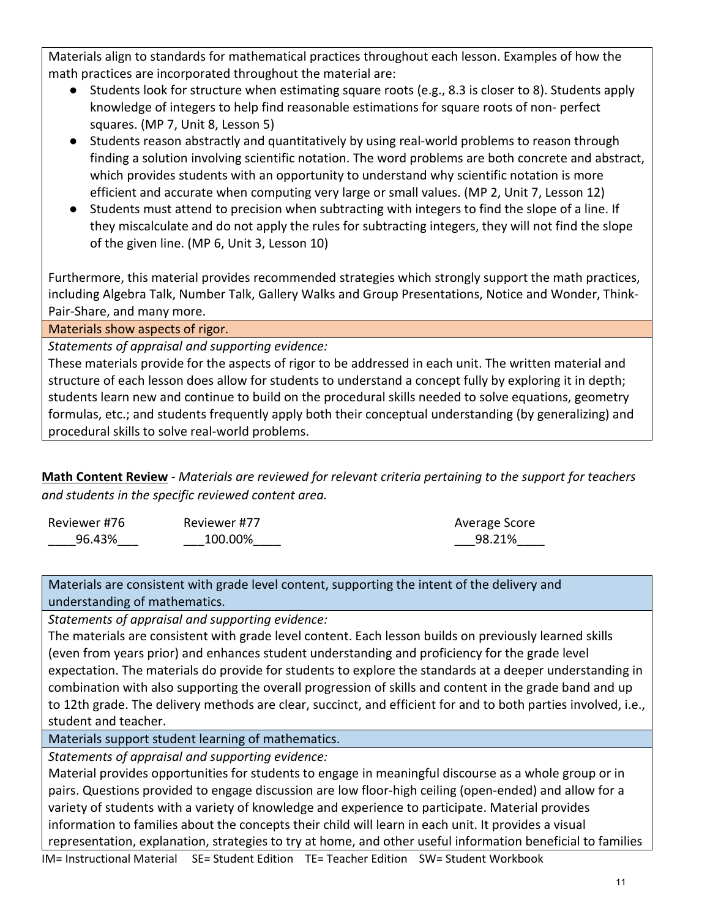Materials align to standards for mathematical practices throughout each lesson. Examples of how the math practices are incorporated throughout the material are:

- Students look for structure when estimating square roots (e.g., 8.3 is closer to 8). Students apply knowledge of integers to help find reasonable estimations for square roots of non- perfect squares. (MP 7, Unit 8, Lesson 5)
- Students reason abstractly and quantitatively by using real-world problems to reason through finding a solution involving scientific notation. The word problems are both concrete and abstract, which provides students with an opportunity to understand why scientific notation is more efficient and accurate when computing very large or small values. (MP 2, Unit 7, Lesson 12)
- Students must attend to precision when subtracting with integers to find the slope of a line. If they miscalculate and do not apply the rules for subtracting integers, they will not find the slope of the given line. (MP 6, Unit 3, Lesson 10)

Furthermore, this material provides recommended strategies which strongly support the math practices, including Algebra Talk, Number Talk, Gallery Walks and Group Presentations, Notice and Wonder, Think-Pair-Share, and many more.

Materials show aspects of rigor.

*Statements of appraisal and supporting evidence:*

These materials provide for the aspects of rigor to be addressed in each unit. The written material and structure of each lesson does allow for students to understand a concept fully by exploring it in depth; students learn new and continue to build on the procedural skills needed to solve equations, geometry formulas, etc.; and students frequently apply both their conceptual understanding (by generalizing) and procedural skills to solve real-world problems.

**Math Content Review** - *Materials are reviewed for relevant criteria pertaining to the support for teachers and students in the specific reviewed content area.*

| Reviewer #76 | Reviewer #77 | Average Score |
|---|---|---|
| 96.43% | 100.00% | 98.21% |

Materials are consistent with grade level content, supporting the intent of the delivery and understanding of mathematics.

*Statements of appraisal and supporting evidence:*

The materials are consistent with grade level content. Each lesson builds on previously learned skills (even from years prior) and enhances student understanding and proficiency for the grade level expectation. The materials do provide for students to explore the standards at a deeper understanding in combination with also supporting the overall progression of skills and content in the grade band and up to 12th grade. The delivery methods are clear, succinct, and efficient for and to both parties involved, i.e., student and teacher.

Materials support student learning of mathematics.

*Statements of appraisal and supporting evidence:*

Material provides opportunities for students to engage in meaningful discourse as a whole group or in pairs. Questions provided to engage discussion are low floor-high ceiling (open-ended) and allow for a variety of students with a variety of knowledge and experience to participate. Material provides information to families about the concepts their child will learn in each unit. It provides a visual representation, explanation, strategies to try at home, and other useful information beneficial to families

IM= Instructional Material SE= Student Edition TE= Teacher Edition SW= Student Workbook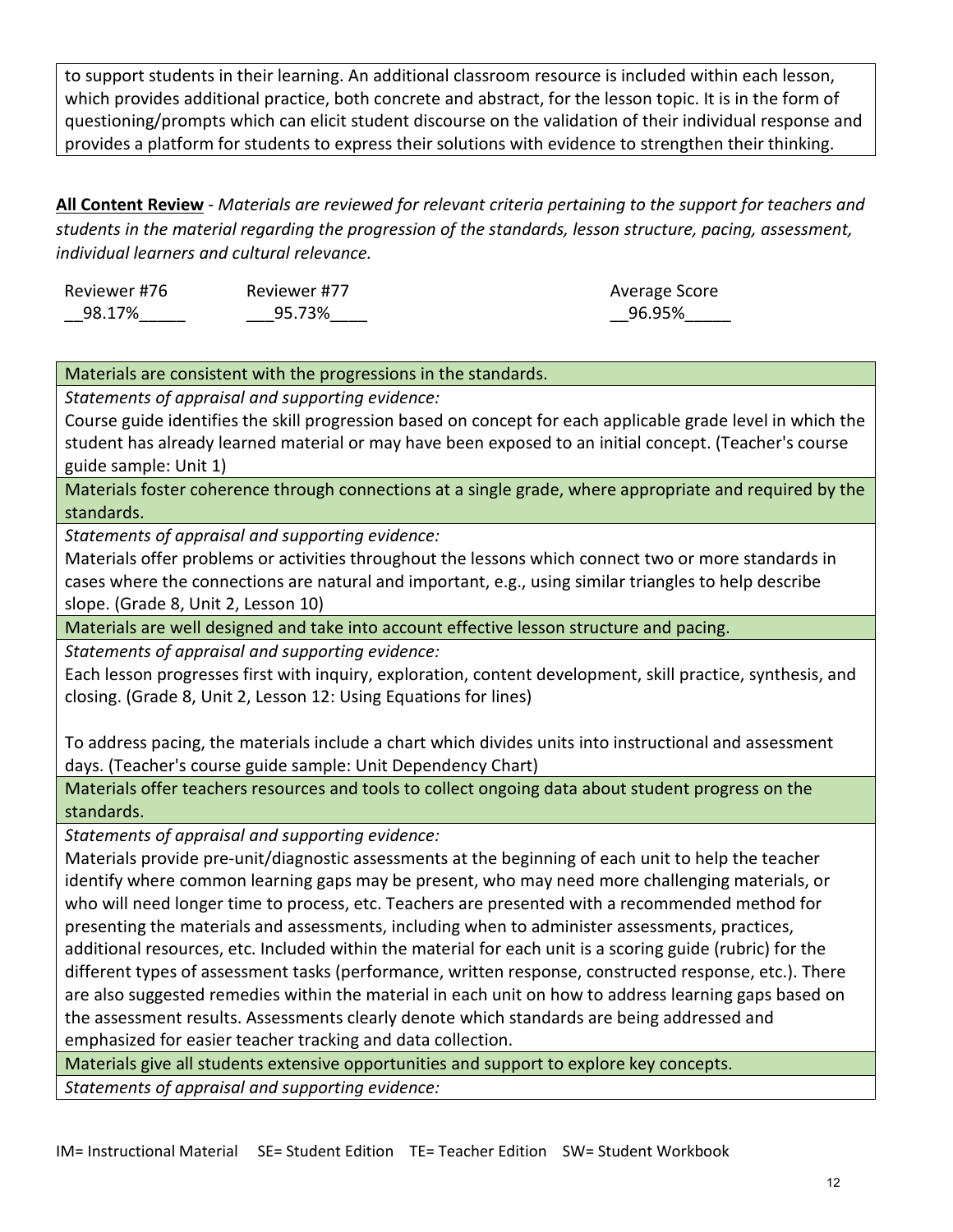| to support students in their learning. An additional classroom resource is included within each lesson, which provides additional practice, both concrete and abstract, for the lesson topic. It is in the form of questioning/prompts which can elicit student discourse on the validation of their individual response and provides a platform for students to express their solutions with evidence to strengthen their thinking. |
|---|

**<u>All Content Review</u>** - *Materials are reviewed for relevant criteria pertaining to the support for teachers and students in the material regarding the progression of the standards, lesson structure, pacing, assessment, individual learners and cultural relevance.*

| Reviewer #76 | Reviewer #77 | Average Score |
|---|---|---|
| __98.17%_____ | ___95.73%____ | __96.95%_____ |

| Materials are consistent with the progressions in the standards. |
|---|
| *Statements of appraisal and supporting evidence:* |
| Course guide identifies the skill progression based on concept for each applicable grade level in which the student has already learned material or may have been exposed to an initial concept. (Teacher's course guide sample: Unit 1) |
| Materials foster coherence through connections at a single grade, where appropriate and required by the standards. |
| *Statements of appraisal and supporting evidence:* |
| Materials offer problems or activities throughout the lessons which connect two or more standards in cases where the connections are natural and important, e.g., using similar triangles to help describe slope. (Grade 8, Unit 2, Lesson 10) |
| Materials are well designed and take into account effective lesson structure and pacing. |
| *Statements of appraisal and supporting evidence:* |
| Each lesson progresses first with inquiry, exploration, content development, skill practice, synthesis, and closing. (Grade 8, Unit 2, Lesson 12: Using Equations for lines)<br><br>To address pacing, the materials include a chart which divides units into instructional and assessment days. (Teacher's course guide sample: Unit Dependency Chart) |
| Materials offer teachers resources and tools to collect ongoing data about student progress on the standards. |
| *Statements of appraisal and supporting evidence:* |
| Materials provide pre-unit/diagnostic assessments at the beginning of each unit to help the teacher identify where common learning gaps may be present, who may need more challenging materials, or who will need longer time to process, etc. Teachers are presented with a recommended method for presenting the materials and assessments, including when to administer assessments, practices, additional resources, etc. Included within the material for each unit is a scoring guide (rubric) for the different types of assessment tasks (performance, written response, constructed response, etc.). There are also suggested remedies within the material in each unit on how to address learning gaps based on the assessment results. Assessments clearly denote which standards are being addressed and emphasized for easier teacher tracking and data collection. |
| Materials give all students extensive opportunities and support to explore key concepts. |
| *Statements of appraisal and supporting evidence:* |

IM= Instructional Material SE= Student Edition TE= Teacher Edition SW= Student Workbook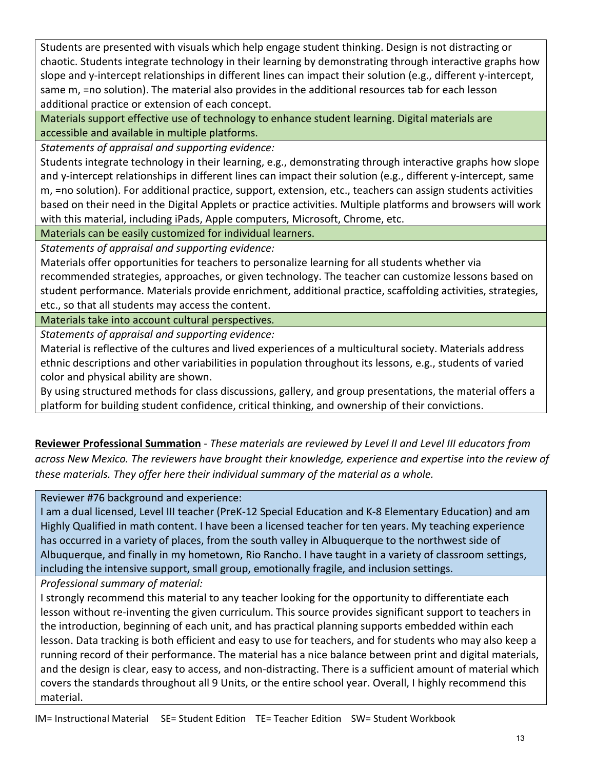Students are presented with visuals which help engage student thinking. Design is not distracting or chaotic. Students integrate technology in their learning by demonstrating through interactive graphs how slope and y-intercept relationships in different lines can impact their solution (e.g., different y-intercept, same m, =no solution). The material also provides in the additional resources tab for each lesson additional practice or extension of each concept.

**Materials support effective use of technology to enhance student learning. Digital materials are accessible and available in multiple platforms.**

*Statements of appraisal and supporting evidence:*

Students integrate technology in their learning, e.g., demonstrating through interactive graphs how slope and y-intercept relationships in different lines can impact their solution (e.g., different y-intercept, same m, =no solution). For additional practice, support, extension, etc., teachers can assign students activities based on their need in the Digital Applets or practice activities. Multiple platforms and browsers will work with this material, including iPads, Apple computers, Microsoft, Chrome, etc.

**Materials can be easily customized for individual learners.**

*Statements of appraisal and supporting evidence:*

Materials offer opportunities for teachers to personalize learning for all students whether via recommended strategies, approaches, or given technology. The teacher can customize lessons based on student performance. Materials provide enrichment, additional practice, scaffolding activities, strategies, etc., so that all students may access the content.

**Materials take into account cultural perspectives.**

*Statements of appraisal and supporting evidence:*

Material is reflective of the cultures and lived experiences of a multicultural society. Materials address ethnic descriptions and other variabilities in population throughout its lessons, e.g., students of varied color and physical ability are shown.

By using structured methods for class discussions, gallery, and group presentations, the material offers a platform for building student confidence, critical thinking, and ownership of their convictions.

**Reviewer Professional Summation** - *These materials are reviewed by Level II and Level III educators from across New Mexico. The reviewers have brought their knowledge, experience and expertise into the review of these materials. They offer here their individual summary of the material as a whole.*

**Reviewer #76 background and experience:**

I am a dual licensed, Level III teacher (PreK-12 Special Education and K-8 Elementary Education) and am Highly Qualified in math content. I have been a licensed teacher for ten years. My teaching experience has occurred in a variety of places, from the south valley in Albuquerque to the northwest side of Albuquerque, and finally in my hometown, Rio Rancho. I have taught in a variety of classroom settings, including the intensive support, small group, emotionally fragile, and inclusion settings.

*Professional summary of material:*

I strongly recommend this material to any teacher looking for the opportunity to differentiate each lesson without re-inventing the given curriculum. This source provides significant support to teachers in the introduction, beginning of each unit, and has practical planning supports embedded within each lesson. Data tracking is both efficient and easy to use for teachers, and for students who may also keep a running record of their performance. The material has a nice balance between print and digital materials, and the design is clear, easy to access, and non-distracting. There is a sufficient amount of material which covers the standards throughout all 9 Units, or the entire school year. Overall, I highly recommend this material.

IM= Instructional Material SE= Student Edition TE= Teacher Edition SW= Student Workbook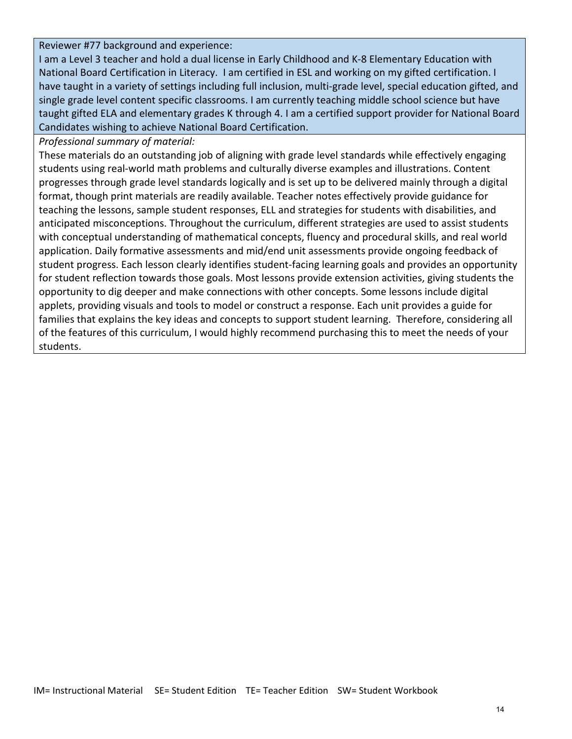Reviewer #77 background and experience:

I am a Level 3 teacher and hold a dual license in Early Childhood and K-8 Elementary Education with National Board Certification in Literacy. I am certified in ESL and working on my gifted certification. I have taught in a variety of settings including full inclusion, multi-grade level, special education gifted, and single grade level content specific classrooms. I am currently teaching middle school science but have taught gifted ELA and elementary grades K through 4. I am a certified support provider for National Board Candidates wishing to achieve National Board Certification.

*Professional summary of material:*

These materials do an outstanding job of aligning with grade level standards while effectively engaging students using real-world math problems and culturally diverse examples and illustrations. Content progresses through grade level standards logically and is set up to be delivered mainly through a digital format, though print materials are readily available. Teacher notes effectively provide guidance for teaching the lessons, sample student responses, ELL and strategies for students with disabilities, and anticipated misconceptions. Throughout the curriculum, different strategies are used to assist students with conceptual understanding of mathematical concepts, fluency and procedural skills, and real world application. Daily formative assessments and mid/end unit assessments provide ongoing feedback of student progress. Each lesson clearly identifies student-facing learning goals and provides an opportunity for student reflection towards those goals. Most lessons provide extension activities, giving students the opportunity to dig deeper and make connections with other concepts. Some lessons include digital applets, providing visuals and tools to model or construct a response. Each unit provides a guide for families that explains the key ideas and concepts to support student learning. Therefore, considering all of the features of this curriculum, I would highly recommend purchasing this to meet the needs of your students.

IM= Instructional Material SE= Student Edition TE= Teacher Edition SW= Student Workbook